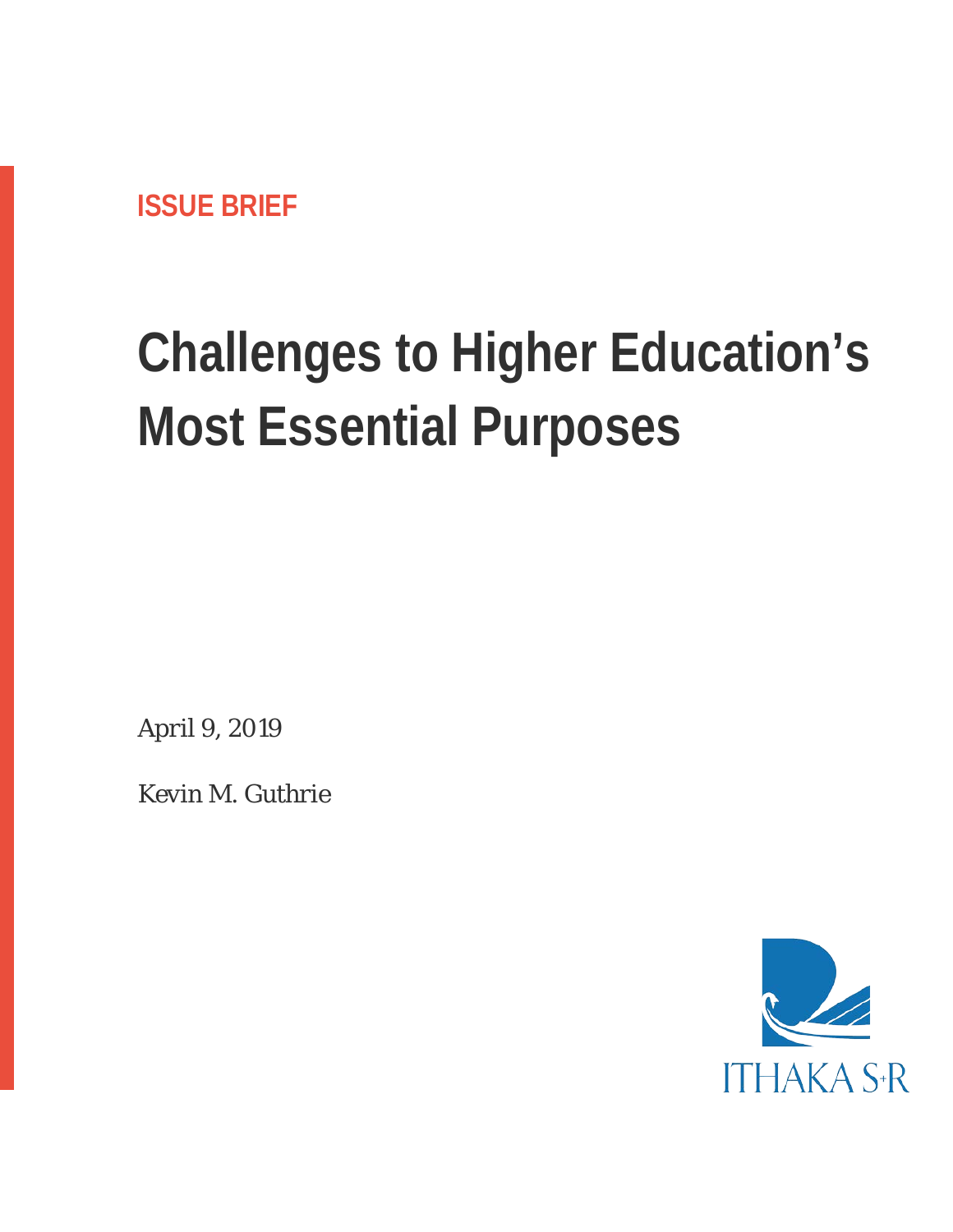ISSUE BRIEF

# Challenges to Higher Education's Most Essential Purposes

April 9, 2019

Kevin M. Guthrie

ITHAKA S+R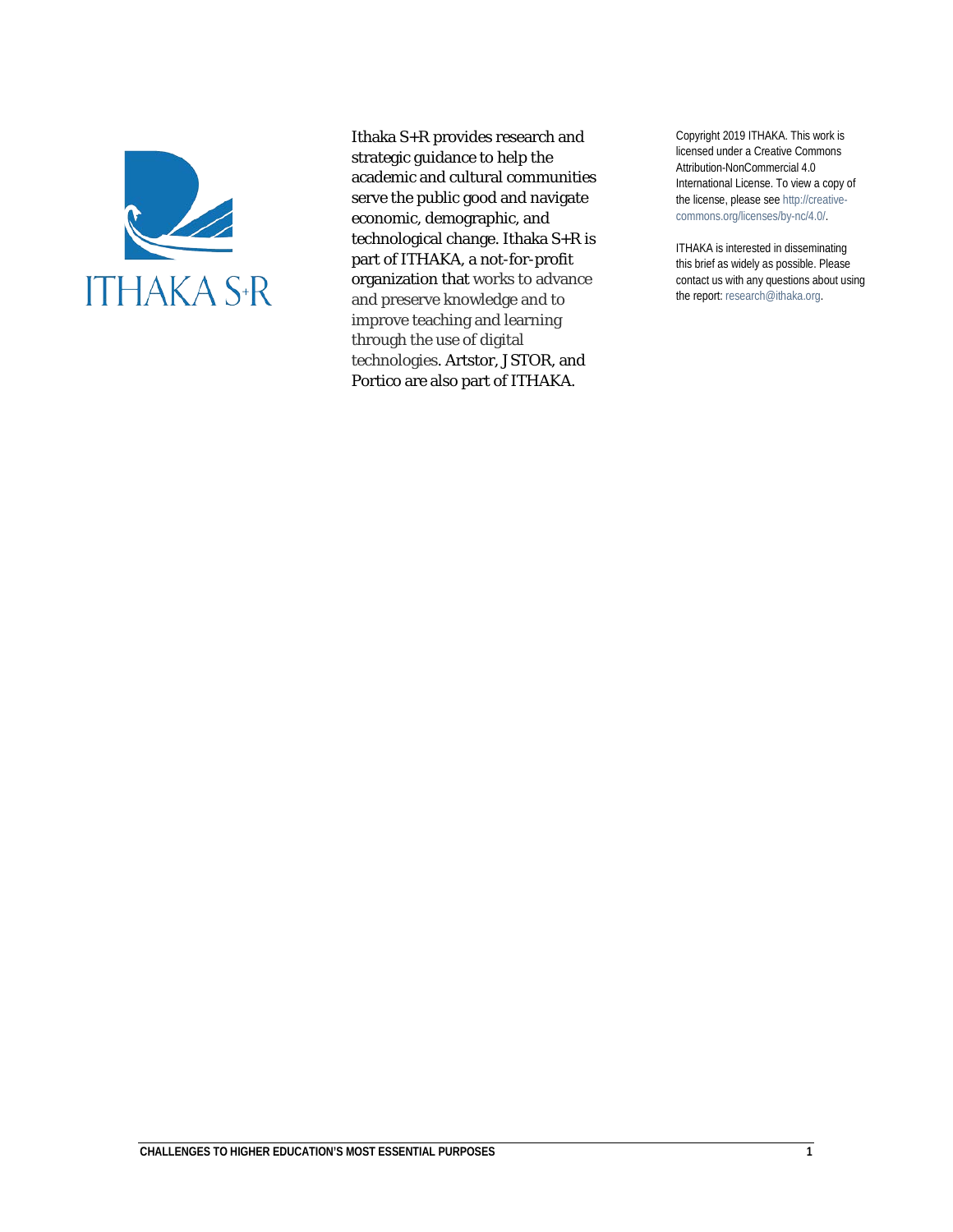ITHAKA S+R

Ithaka S+R provides research and strategic guidance to help the academic and cultural communities serve the public good and navigate economic, demographic, and technological change. Ithaka S+R is part of ITHAKA, a not-for-profit organization that works to advance and preserve knowledge and to improve teaching and learning through the use of digital technologies. Artstor, JSTOR, and Portico are also part of ITHAKA.

Copyright 2019 ITHAKA. This work is licensed under a Creative Commons Attribution-NonCommercial 4.0 International License. To view a copy of the license, please see http://creative-commons.org/licenses/by-nc/4.0/.

ITHAKA is interested in disseminating this brief as widely as possible. Please contact us with any questions about using the report: research@ithaka.org.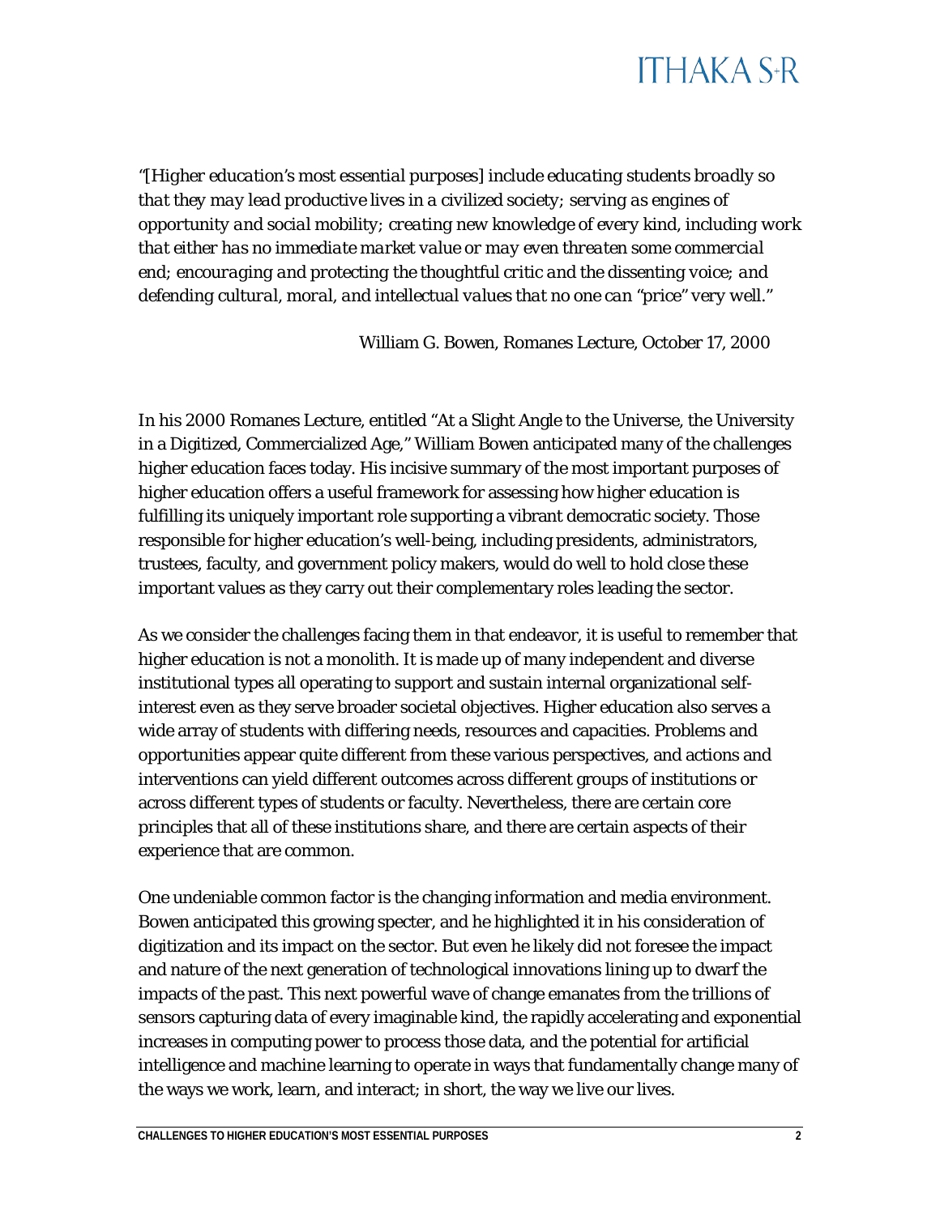*"[Higher education's most essential purposes] include educating students broadly so that they may lead productive lives in a civilized society; serving as engines of opportunity and social mobility; creating new knowledge of every kind, including work that either has no immediate market value or may even threaten some commercial end; encouraging and protecting the thoughtful critic and the dissenting voice; and defending cultural, moral, and intellectual values that no one can "price" very well."*

William G. Bowen, Romanes Lecture, October 17, 2000

In his 2000 Romanes Lecture, entitled "At a Slight Angle to the Universe, the University in a Digitized, Commercialized Age," William Bowen anticipated many of the challenges higher education faces today. His incisive summary of the most important purposes of higher education offers a useful framework for assessing how higher education is fulfilling its uniquely important role supporting a vibrant democratic society. Those responsible for higher education's well-being, including presidents, administrators, trustees, faculty, and government policy makers, would do well to hold close these important values as they carry out their complementary roles leading the sector.

As we consider the challenges facing them in that endeavor, it is useful to remember that higher education is not a monolith. It is made up of many independent and diverse institutional types all operating to support and sustain internal organizational self-interest even as they serve broader societal objectives. Higher education also serves a wide array of students with differing needs, resources and capacities. Problems and opportunities appear quite different from these various perspectives, and actions and interventions can yield different outcomes across different groups of institutions or across different types of students or faculty. Nevertheless, there are certain core principles that all of these institutions share, and there are certain aspects of their experience that are common.

One undeniable common factor is the changing information and media environment. Bowen anticipated this growing specter, and he highlighted it in his consideration of digitization and its impact on the sector. But even he likely did not foresee the impact and nature of the next generation of technological innovations lining up to dwarf the impacts of the past. This next powerful wave of change emanates from the trillions of sensors capturing data of every imaginable kind, the rapidly accelerating and exponential increases in computing power to process those data, and the potential for artificial intelligence and machine learning to operate in ways that fundamentally change many of the ways we work, learn, and interact; in short, the way we live our lives.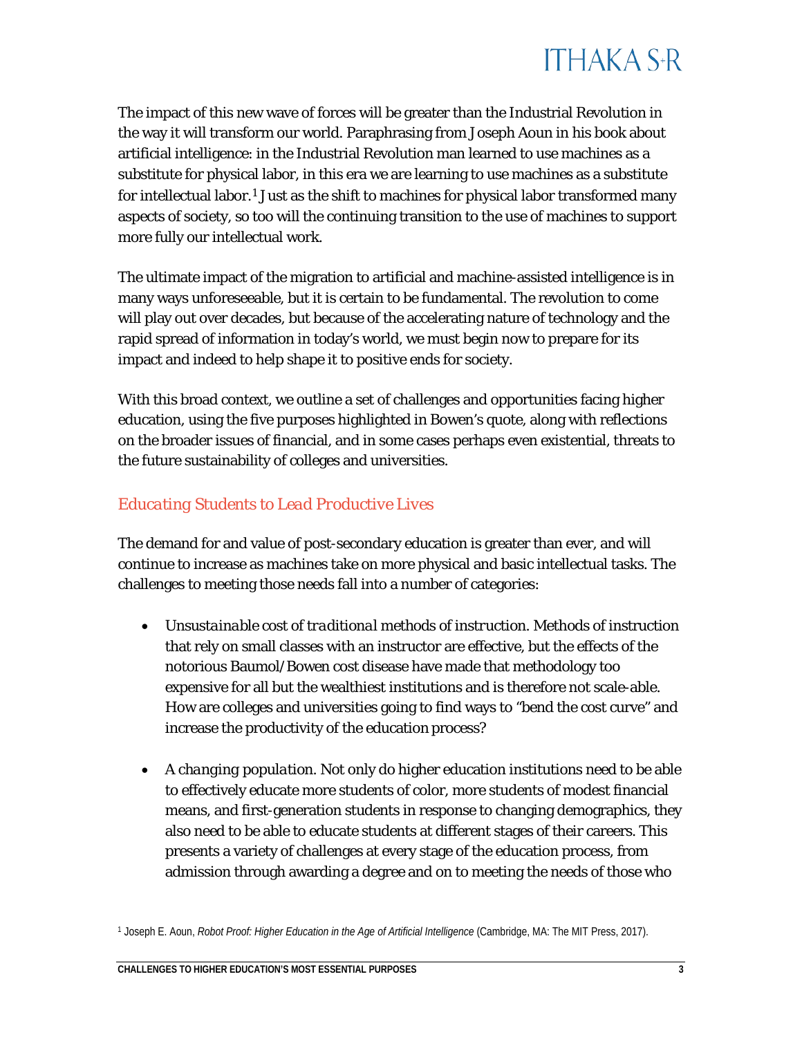The impact of this new wave of forces will be greater than the Industrial Revolution in the way it will transform our world. Paraphrasing from Joseph Aoun in his book about artificial intelligence: in the Industrial Revolution man learned to use machines as a substitute for physical labor, in this era we are learning to use machines as a substitute for intellectual labor.[1] Just as the shift to machines for physical labor transformed many aspects of society, so too will the continuing transition to the use of machines to support more fully our intellectual work.

The ultimate impact of the migration to artificial and machine-assisted intelligence is in many ways unforeseeable, but it is certain to be fundamental. The revolution to come will play out over decades, but because of the accelerating nature of technology and the rapid spread of information in today's world, we must begin now to prepare for its impact and indeed to help shape it to positive ends for society.

With this broad context, we outline a set of challenges and opportunities facing higher education, using the five purposes highlighted in Bowen's quote, along with reflections on the broader issues of financial, and in some cases perhaps even existential, threats to the future sustainability of colleges and universities.

### *Educating Students to Lead Productive Lives*

The demand for and value of post-secondary education is greater than ever, and will continue to increase as machines take on more physical and basic intellectual tasks. The challenges to meeting those needs fall into a number of categories:

- *Unsustainable cost of traditional methods of instruction.* Methods of instruction that rely on small classes with an instructor are effective, but the effects of the notorious Baumol/Bowen cost disease have made that methodology too expensive for all but the wealthiest institutions and is therefore not scale-able. How are colleges and universities going to find ways to "bend the cost curve" and increase the productivity of the education process?

- *A changing population.* Not only do higher education institutions need to be able to effectively educate more students of color, more students of modest financial means, and first-generation students in response to changing demographics, they also need to be able to educate students at different stages of their careers. This presents a variety of challenges at every stage of the education process, from admission through awarding a degree and on to meeting the needs of those who

[1] Joseph E. Aoun, *Robot Proof: Higher Education in the Age of Artificial Intelligence* (Cambridge, MA: The MIT Press, 2017).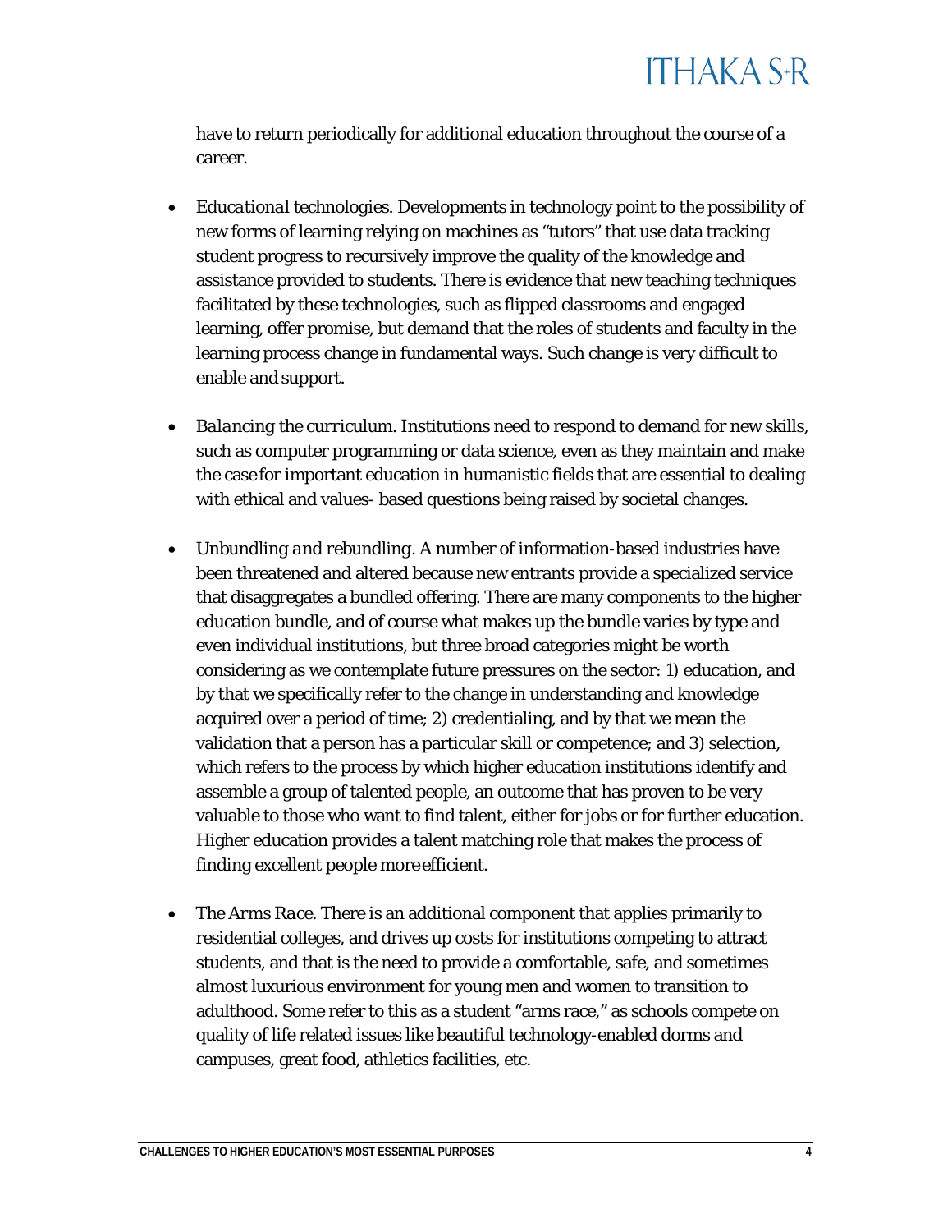have to return periodically for additional education throughout the course of a career.

- *Educational technologies*. Developments in technology point to the possibility of new forms of learning relying on machines as "tutors" that use data tracking student progress to recursively improve the quality of the knowledge and assistance provided to students. There is evidence that new teaching techniques facilitated by these technologies, such as flipped classrooms and engaged learning, offer promise, but demand that the roles of students and faculty in the learning process change in fundamental ways. Such change is very difficult to enable and support.

- *Balancing the curriculum*. Institutions need to respond to demand for new skills, such as computer programming or data science, even as they maintain and make the case for important education in humanistic fields that are essential to dealing with ethical and values- based questions being raised by societal changes.

- *Unbundling and rebundling*. A number of information-based industries have been threatened and altered because new entrants provide a specialized service that disaggregates a bundled offering. There are many components to the higher education bundle, and of course what makes up the bundle varies by type and even individual institutions, but three broad categories might be worth considering as we contemplate future pressures on the sector: 1) education, and by that we specifically refer to the change in understanding and knowledge acquired over a period of time; 2) credentialing, and by that we mean the validation that a person has a particular skill or competence; and 3) selection, which refers to the process by which higher education institutions identify and assemble a group of talented people, an outcome that has proven to be very valuable to those who want to find talent, either for jobs or for further education. Higher education provides a talent matching role that makes the process of finding excellent people more efficient.

- *The Arms Race*. There is an additional component that applies primarily to residential colleges, and drives up costs for institutions competing to attract students, and that is the need to provide a comfortable, safe, and sometimes almost luxurious environment for young men and women to transition to adulthood. Some refer to this as a student "arms race," as schools compete on quality of life related issues like beautiful technology-enabled dorms and campuses, great food, athletics facilities, etc.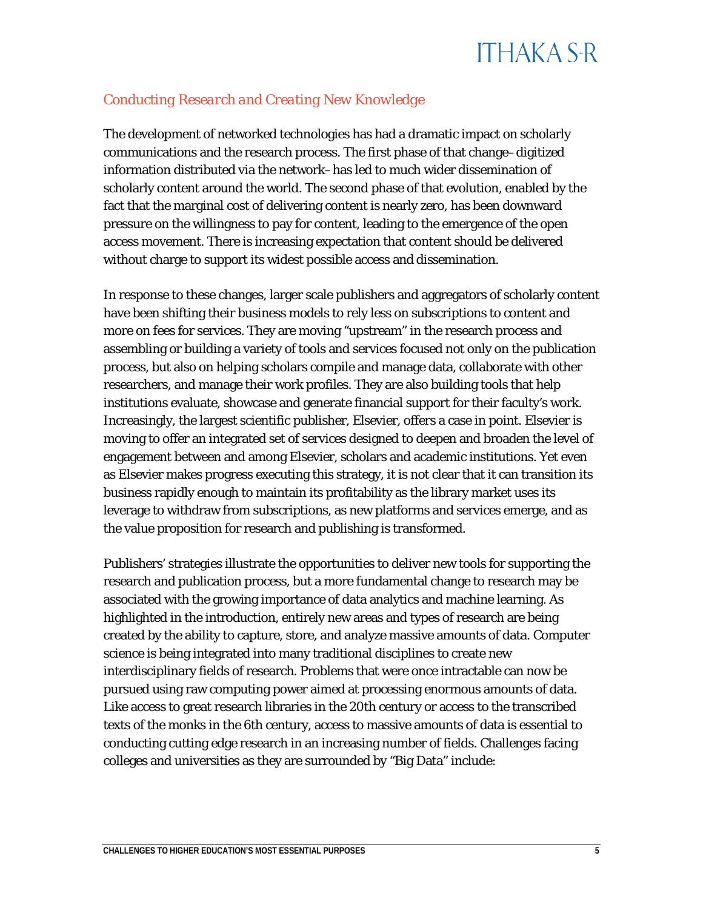### *Conducting Research and Creating New Knowledge*

The development of networked technologies has had a dramatic impact on scholarly communications and the research process. The first phase of that change–digitized information distributed via the network–has led to much wider dissemination of scholarly content around the world. The second phase of that evolution, enabled by the fact that the marginal cost of delivering content is nearly zero, has been downward pressure on the willingness to pay for content, leading to the emergence of the open access movement. There is increasing expectation that content should be delivered without charge to support its widest possible access and dissemination.

In response to these changes, larger scale publishers and aggregators of scholarly content have been shifting their business models to rely less on subscriptions to content and more on fees for services. They are moving "upstream" in the research process and assembling or building a variety of tools and services focused not only on the publication process, but also on helping scholars compile and manage data, collaborate with other researchers, and manage their work profiles. They are also building tools that help institutions evaluate, showcase and generate financial support for their faculty's work. Increasingly, the largest scientific publisher, Elsevier, offers a case in point. Elsevier is moving to offer an integrated set of services designed to deepen and broaden the level of engagement between and among Elsevier, scholars and academic institutions. Yet even as Elsevier makes progress executing this strategy, it is not clear that it can transition its business rapidly enough to maintain its profitability as the library market uses its leverage to withdraw from subscriptions, as new platforms and services emerge, and as the value proposition for research and publishing is transformed.

Publishers' strategies illustrate the opportunities to deliver new tools for supporting the research and publication process, but a more fundamental change to research may be associated with the growing importance of data analytics and machine learning. As highlighted in the introduction, entirely new areas and types of research are being created by the ability to capture, store, and analyze massive amounts of data. Computer science is being integrated into many traditional disciplines to create new interdisciplinary fields of research. Problems that were once intractable can now be pursued using raw computing power aimed at processing enormous amounts of data. Like access to great research libraries in the 20th century or access to the transcribed texts of the monks in the 6th century, access to massive amounts of data is essential to conducting cutting edge research in an increasing number of fields. Challenges facing colleges and universities as they are surrounded by "Big Data" include: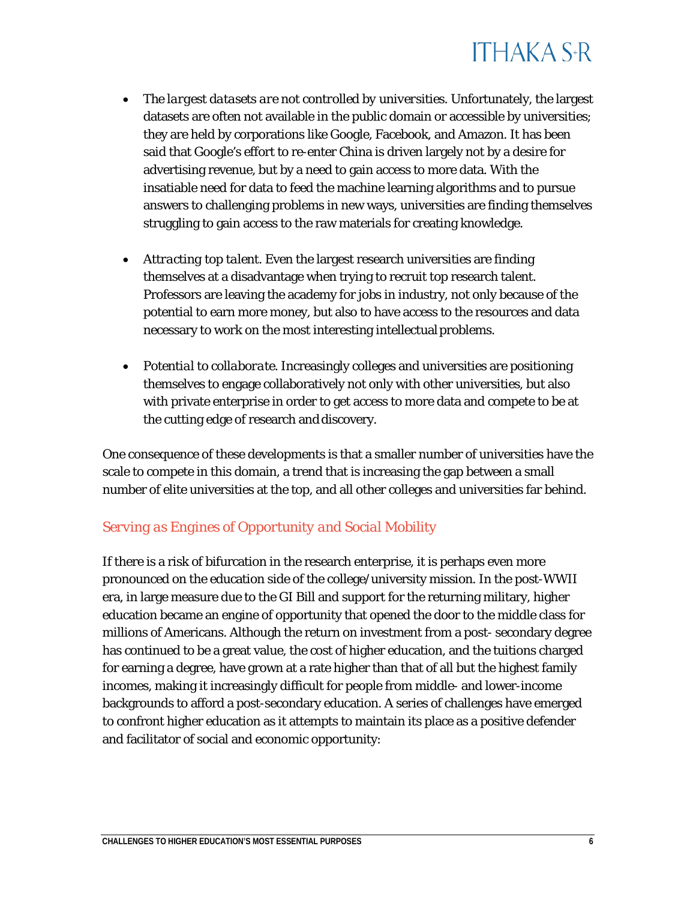- *The largest datasets are not controlled by universities.* Unfortunately, the largest datasets are often not available in the public domain or accessible by universities; they are held by corporations like Google, Facebook, and Amazon. It has been said that Google's effort to re-enter China is driven largely not by a desire for advertising revenue, but by a need to gain access to more data. With the insatiable need for data to feed the machine learning algorithms and to pursue answers to challenging problems in new ways, universities are finding themselves struggling to gain access to the raw materials for creating knowledge.

- *Attracting top talent.* Even the largest research universities are finding themselves at a disadvantage when trying to recruit top research talent. Professors are leaving the academy for jobs in industry, not only because of the potential to earn more money, but also to have access to the resources and data necessary to work on the most interesting intellectual problems.

- *Potential to collaborate.* Increasingly colleges and universities are positioning themselves to engage collaboratively not only with other universities, but also with private enterprise in order to get access to more data and compete to be at the cutting edge of research and discovery.

One consequence of these developments is that a smaller number of universities have the scale to compete in this domain, a trend that is increasing the gap between a small number of elite universities at the top, and all other colleges and universities far behind.

## *Serving as Engines of Opportunity and Social Mobility*

If there is a risk of bifurcation in the research enterprise, it is perhaps even more pronounced on the education side of the college/university mission. In the post-WWII era, in large measure due to the GI Bill and support for the returning military, higher education became an engine of opportunity that opened the door to the middle class for millions of Americans. Although the return on investment from a post- secondary degree has continued to be a great value, the cost of higher education, and the tuitions charged for earning a degree, have grown at a rate higher than that of all but the highest family incomes, making it increasingly difficult for people from middle- and lower-income backgrounds to afford a post-secondary education. A series of challenges have emerged to confront higher education as it attempts to maintain its place as a positive defender and facilitator of social and economic opportunity: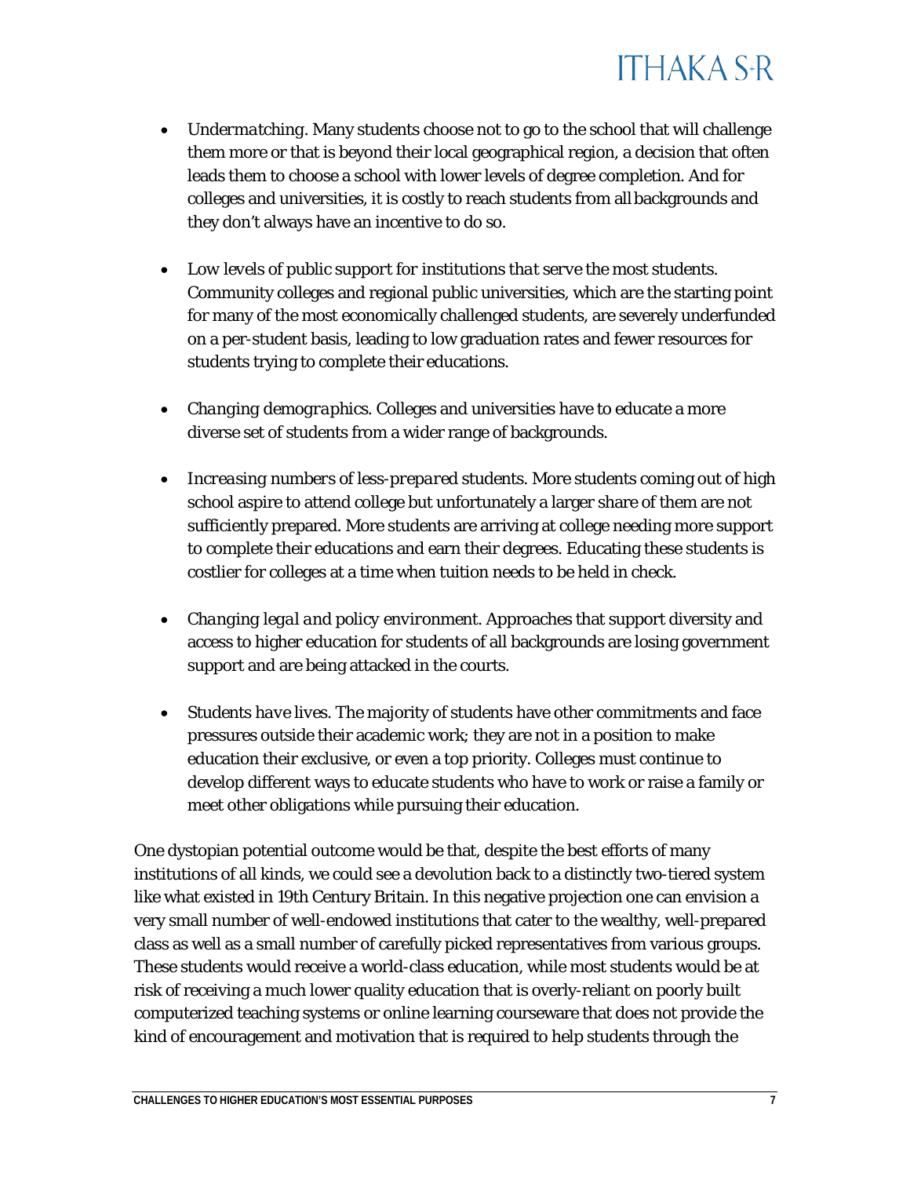- *Undermatching*. Many students choose not to go to the school that will challenge them more or that is beyond their local geographical region, a decision that often leads them to choose a school with lower levels of degree completion. And for colleges and universities, it is costly to reach students from all backgrounds and they don't always have an incentive to do so.

- *Low levels of public support for institutions that serve the most students*. Community colleges and regional public universities, which are the starting point for many of the most economically challenged students, are severely underfunded on a per-student basis, leading to low graduation rates and fewer resources for students trying to complete their educations.

- *Changing demographics*. Colleges and universities have to educate a more diverse set of students from a wider range of backgrounds.

- *Increasing numbers of less-prepared students*. More students coming out of high school aspire to attend college but unfortunately a larger share of them are not sufficiently prepared. More students are arriving at college needing more support to complete their educations and earn their degrees. Educating these students is costlier for colleges at a time when tuition needs to be held in check.

- *Changing legal and policy environment*. Approaches that support diversity and access to higher education for students of all backgrounds are losing government support and are being attacked in the courts.

- *Students have lives*. The majority of students have other commitments and face pressures outside their academic work; they are not in a position to make education their exclusive, or even a top priority. Colleges must continue to develop different ways to educate students who have to work or raise a family or meet other obligations while pursuing their education.

One dystopian potential outcome would be that, despite the best efforts of many institutions of all kinds, we could see a devolution back to a distinctly two-tiered system like what existed in 19th Century Britain. In this negative projection one can envision a very small number of well-endowed institutions that cater to the wealthy, well-prepared class as well as a small number of carefully picked representatives from various groups. These students would receive a world-class education, while most students would be at risk of receiving a much lower quality education that is overly-reliant on poorly built computerized teaching systems or online learning courseware that does not provide the kind of encouragement and motivation that is required to help students through the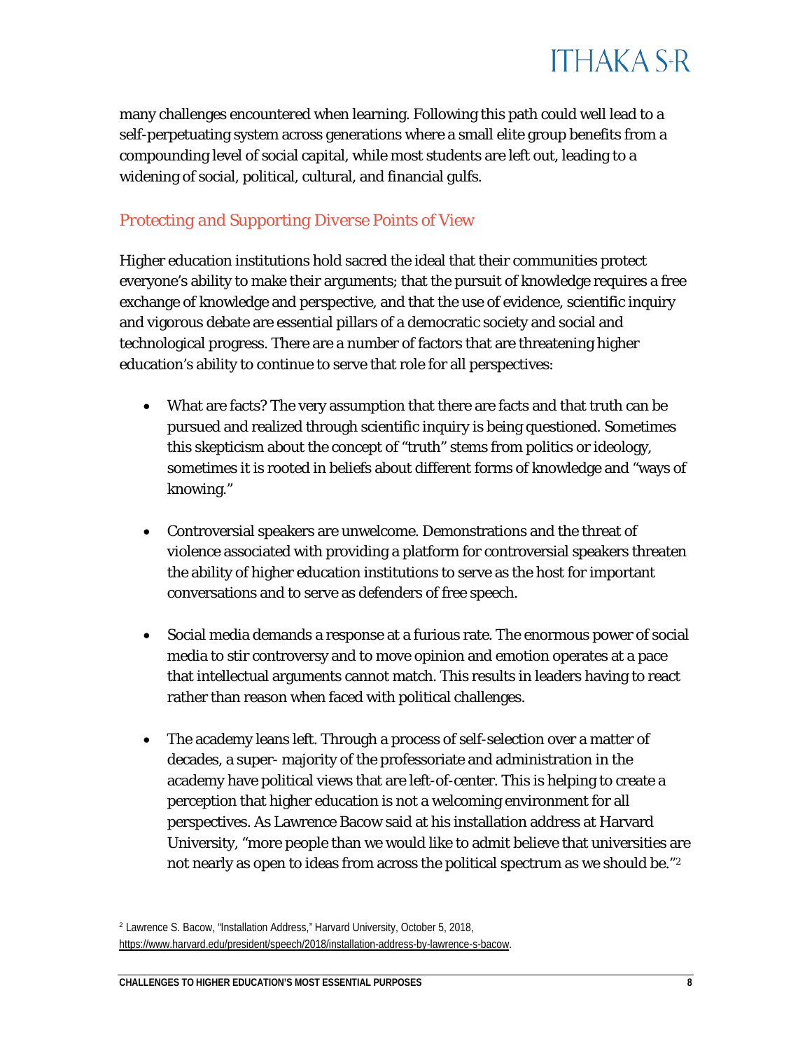many challenges encountered when learning. Following this path could well lead to a self-perpetuating system across generations where a small elite group benefits from a compounding level of social capital, while most students are left out, leading to a widening of social, political, cultural, and financial gulfs.

### Protecting and Supporting Diverse Points of View

Higher education institutions hold sacred the ideal that their communities protect everyone's ability to make their arguments; that the pursuit of knowledge requires a free exchange of knowledge and perspective, and that the use of evidence, scientific inquiry and vigorous debate are essential pillars of a democratic society and social and technological progress. There are a number of factors that are threatening higher education's ability to continue to serve that role for all perspectives:

- What are facts? The very assumption that there are facts and that truth can be pursued and realized through scientific inquiry is being questioned. Sometimes this skepticism about the concept of "truth" stems from politics or ideology, sometimes it is rooted in beliefs about different forms of knowledge and "ways of knowing."

- Controversial speakers are unwelcome. Demonstrations and the threat of violence associated with providing a platform for controversial speakers threaten the ability of higher education institutions to serve as the host for important conversations and to serve as defenders of free speech.

- Social media demands a response at a furious rate. The enormous power of social media to stir controversy and to move opinion and emotion operates at a pace that intellectual arguments cannot match. This results in leaders having to react rather than reason when faced with political challenges.

- The academy leans left. Through a process of self-selection over a matter of decades, a super- majority of the professoriate and administration in the academy have political views that are left-of-center. This is helping to create a perception that higher education is not a welcoming environment for all perspectives. As Lawrence Bacow said at his installation address at Harvard University, "more people than we would like to admit believe that universities are not nearly as open to ideas from across the political spectrum as we should be."[2]

[2] Lawrence S. Bacow, "Installation Address," Harvard University, October 5, 2018, https://www.harvard.edu/president/speech/2018/installation-address-by-lawrence-s-bacow.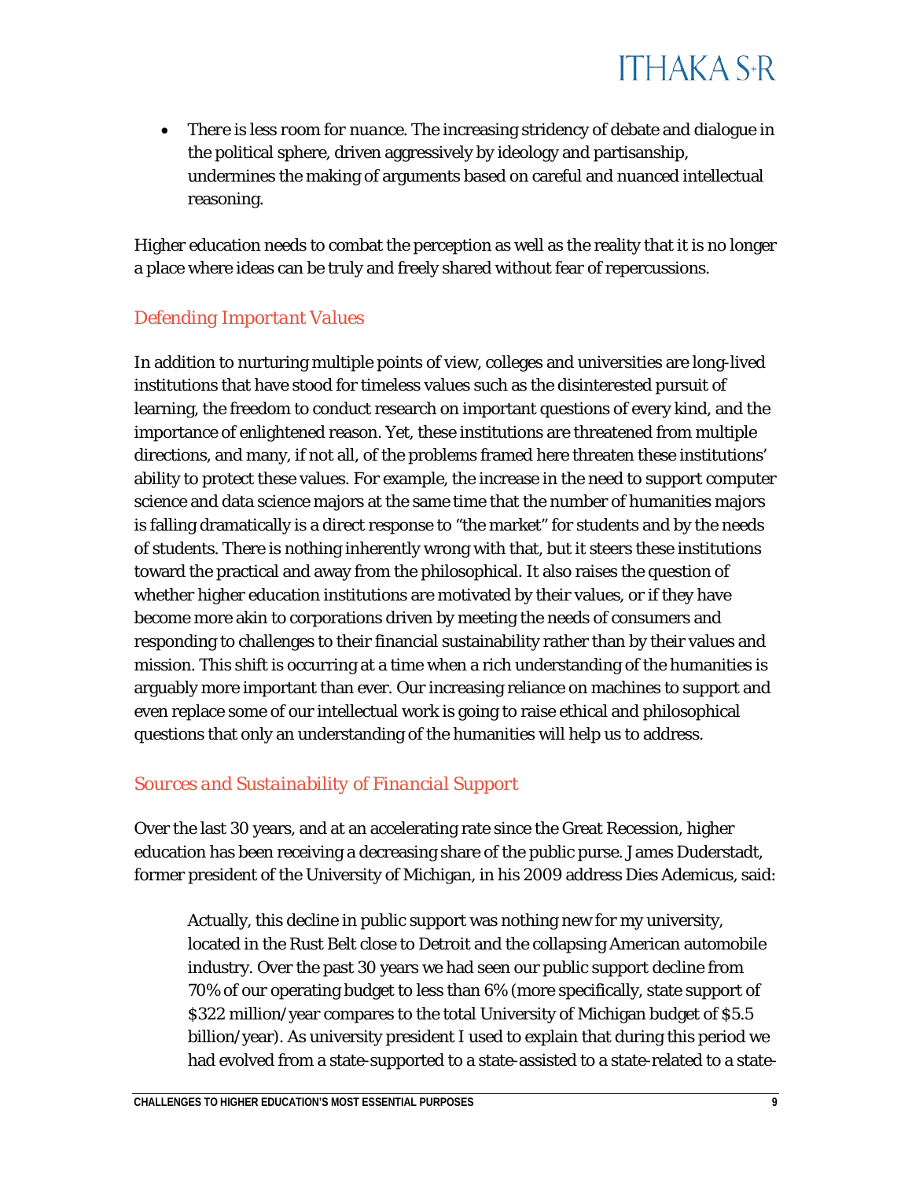- *There is less room for nuance.* The increasing stridency of debate and dialogue in the political sphere, driven aggressively by ideology and partisanship, undermines the making of arguments based on careful and nuanced intellectual reasoning.

Higher education needs to combat the perception as well as the reality that it is no longer a place where ideas can be truly and freely shared without fear of repercussions.

### Defending Important Values

In addition to nurturing multiple points of view, colleges and universities are long-lived institutions that have stood for timeless values such as the disinterested pursuit of learning, the freedom to conduct research on important questions of every kind, and the importance of enlightened reason. Yet, these institutions are threatened from multiple directions, and many, if not all, of the problems framed here threaten these institutions' ability to protect these values. For example, the increase in the need to support computer science and data science majors at the same time that the number of humanities majors is falling dramatically is a direct response to "the market" for students and by the needs of students. There is nothing inherently wrong with that, but it steers these institutions toward the practical and away from the philosophical. It also raises the question of whether higher education institutions are motivated by their values, or if they have become more akin to corporations driven by meeting the needs of consumers and responding to challenges to their financial sustainability rather than by their values and mission. This shift is occurring at a time when a rich understanding of the humanities is arguably more important than ever. Our increasing reliance on machines to support and even replace some of our intellectual work is going to raise ethical and philosophical questions that only an understanding of the humanities will help us to address.

### Sources and Sustainability of Financial Support

Over the last 30 years, and at an accelerating rate since the Great Recession, higher education has been receiving a decreasing share of the public purse. James Duderstadt, former president of the University of Michigan, in his 2009 address Dies Ademicus, said:

> Actually, this decline in public support was nothing new for my university, located in the Rust Belt close to Detroit and the collapsing American automobile industry. Over the past 30 years we had seen our public support decline from 70% of our operating budget to less than 6% (more specifically, state support of $322 million/year compares to the total University of Michigan budget of $5.5 billion/year). As university president I used to explain that during this period we had evolved from a state-supported to a state-assisted to a state-related to a state-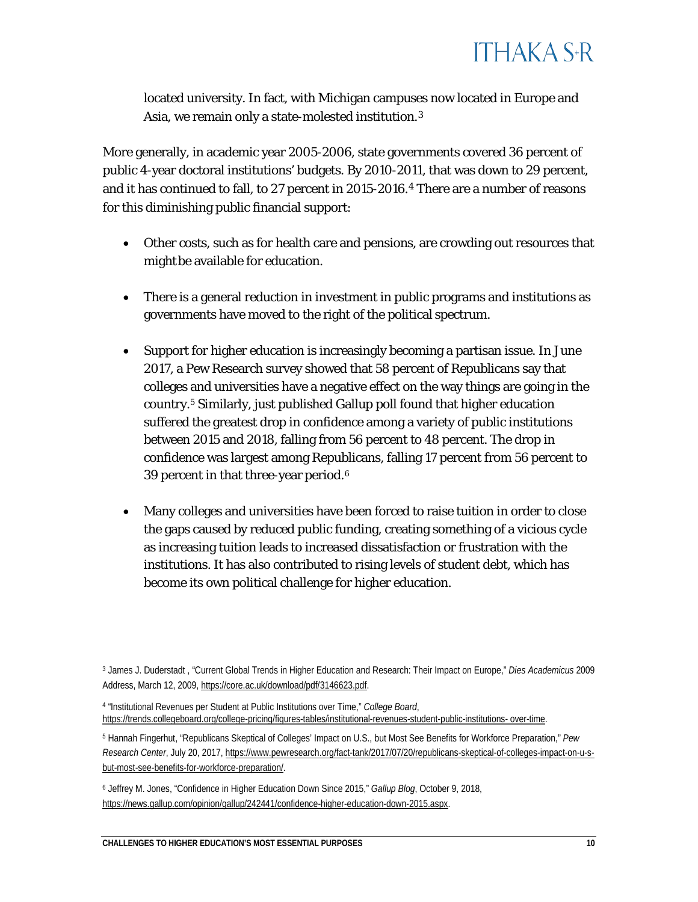located university. In fact, with Michigan campuses now located in Europe and Asia, we remain only a state-molested institution.[3]

More generally, in academic year 2005-2006, state governments covered 36 percent of public 4-year doctoral institutions' budgets. By 2010-2011, that was down to 29 percent, and it has continued to fall, to 27 percent in 2015-2016.[4] There are a number of reasons for this diminishing public financial support:

- Other costs, such as for health care and pensions, are crowding out resources that might be available for education.
- There is a general reduction in investment in public programs and institutions as governments have moved to the right of the political spectrum.
- Support for higher education is increasingly becoming a partisan issue. In June 2017, a Pew Research survey showed that 58 percent of Republicans say that colleges and universities have a negative effect on the way things are going in the country.[5] Similarly, just published Gallup poll found that higher education suffered the greatest drop in confidence among a variety of public institutions between 2015 and 2018, falling from 56 percent to 48 percent. The drop in confidence was largest among Republicans, falling 17 percent from 56 percent to 39 percent in that three-year period.[6]
- Many colleges and universities have been forced to raise tuition in order to close the gaps caused by reduced public funding, creating something of a vicious cycle as increasing tuition leads to increased dissatisfaction or frustration with the institutions. It has also contributed to rising levels of student debt, which has become its own political challenge for higher education.

---

[3] James J. Duderstadt , "Current Global Trends in Higher Education and Research: Their Impact on Europe," *Dies Academicus* 2009 Address, March 12, 2009, https://core.ac.uk/download/pdf/3146623.pdf.

[4] "Institutional Revenues per Student at Public Institutions over Time," *College Board*, https://trends.collegeboard.org/college-pricing/figures-tables/institutional-revenues-student-public-institutions- over-time.

[5] Hannah Fingerhut, "Republicans Skeptical of Colleges' Impact on U.S., but Most See Benefits for Workforce Preparation," *Pew Research Center*, July 20, 2017, https://www.pewresearch.org/fact-tank/2017/07/20/republicans-skeptical-of-colleges-impact-on-u-s-but-most-see-benefits-for-workforce-preparation/.

[6] Jeffrey M. Jones, "Confidence in Higher Education Down Since 2015," *Gallup Blog*, October 9, 2018, https://news.gallup.com/opinion/gallup/242441/confidence-higher-education-down-2015.aspx.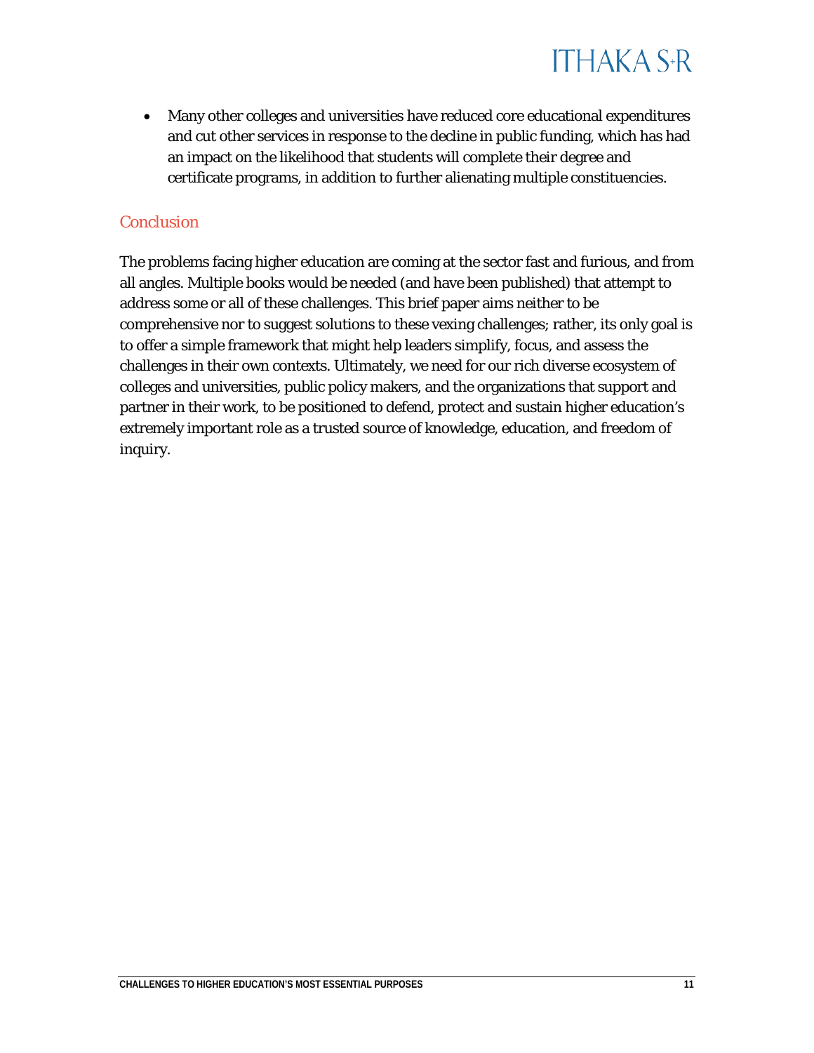- Many other colleges and universities have reduced core educational expenditures and cut other services in response to the decline in public funding, which has had an impact on the likelihood that students will complete their degree and certificate programs, in addition to further alienating multiple constituencies.

## Conclusion

The problems facing higher education are coming at the sector fast and furious, and from all angles. Multiple books would be needed (and have been published) that attempt to address some or all of these challenges. This brief paper aims neither to be comprehensive nor to suggest solutions to these vexing challenges; rather, its only goal is to offer a simple framework that might help leaders simplify, focus, and assess the challenges in their own contexts. Ultimately, we need for our rich diverse ecosystem of colleges and universities, public policy makers, and the organizations that support and partner in their work, to be positioned to defend, protect and sustain higher education's extremely important role as a trusted source of knowledge, education, and freedom of inquiry.